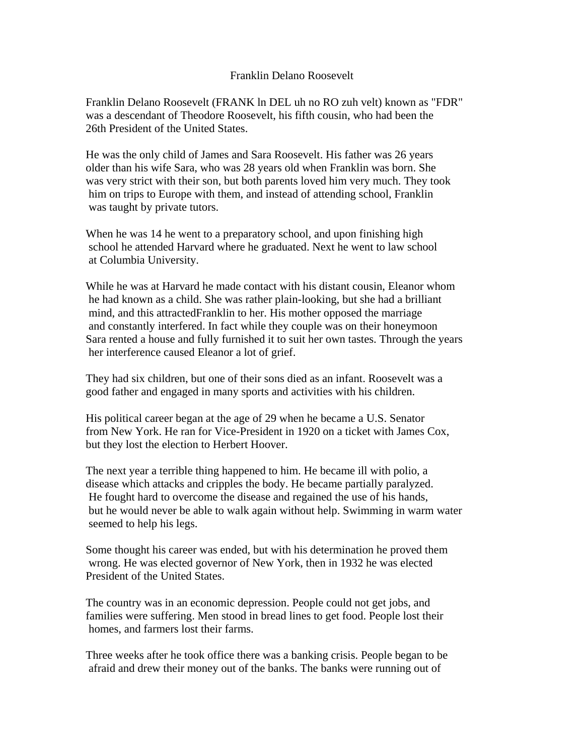# Franklin Delano Roosevelt

Franklin Delano Roosevelt (FRANK ln DEL uh no RO zuh velt) known as "FDR" was a descendant of Theodore Roosevelt, his fifth cousin, who had been the 26th President of the United States.

He was the only child of James and Sara Roosevelt. His father was 26 years older than his wife Sara, who was 28 years old when Franklin was born. She was very strict with their son, but both parents loved him very much. They took him on trips to Europe with them, and instead of attending school, Franklin was taught by private tutors.

When he was 14 he went to a preparatory school, and upon finishing high school he attended Harvard where he graduated. Next he went to law school at Columbia University.

While he was at Harvard he made contact with his distant cousin, Eleanor whom he had known as a child. She was rather plain-looking, but she had a brilliant mind, and this attractedFranklin to her. His mother opposed the marriage and constantly interfered. In fact while they couple was on their honeymoon Sara rented a house and fully furnished it to suit her own tastes. Through the years her interference caused Eleanor a lot of grief.

They had six children, but one of their sons died as an infant. Roosevelt was a good father and engaged in many sports and activities with his children.

His political career began at the age of 29 when he became a U.S. Senator from New York. He ran for Vice-President in 1920 on a ticket with James Cox, but they lost the election to Herbert Hoover.

The next year a terrible thing happened to him. He became ill with polio, a disease which attacks and cripples the body. He became partially paralyzed. He fought hard to overcome the disease and regained the use of his hands, but he would never be able to walk again without help. Swimming in warm water seemed to help his legs.

Some thought his career was ended, but with his determination he proved them wrong. He was elected governor of New York, then in 1932 he was elected President of the United States.

The country was in an economic depression. People could not get jobs, and families were suffering. Men stood in bread lines to get food. People lost their homes, and farmers lost their farms.

Three weeks after he took office there was a banking crisis. People began to be afraid and drew their money out of the banks. The banks were running out of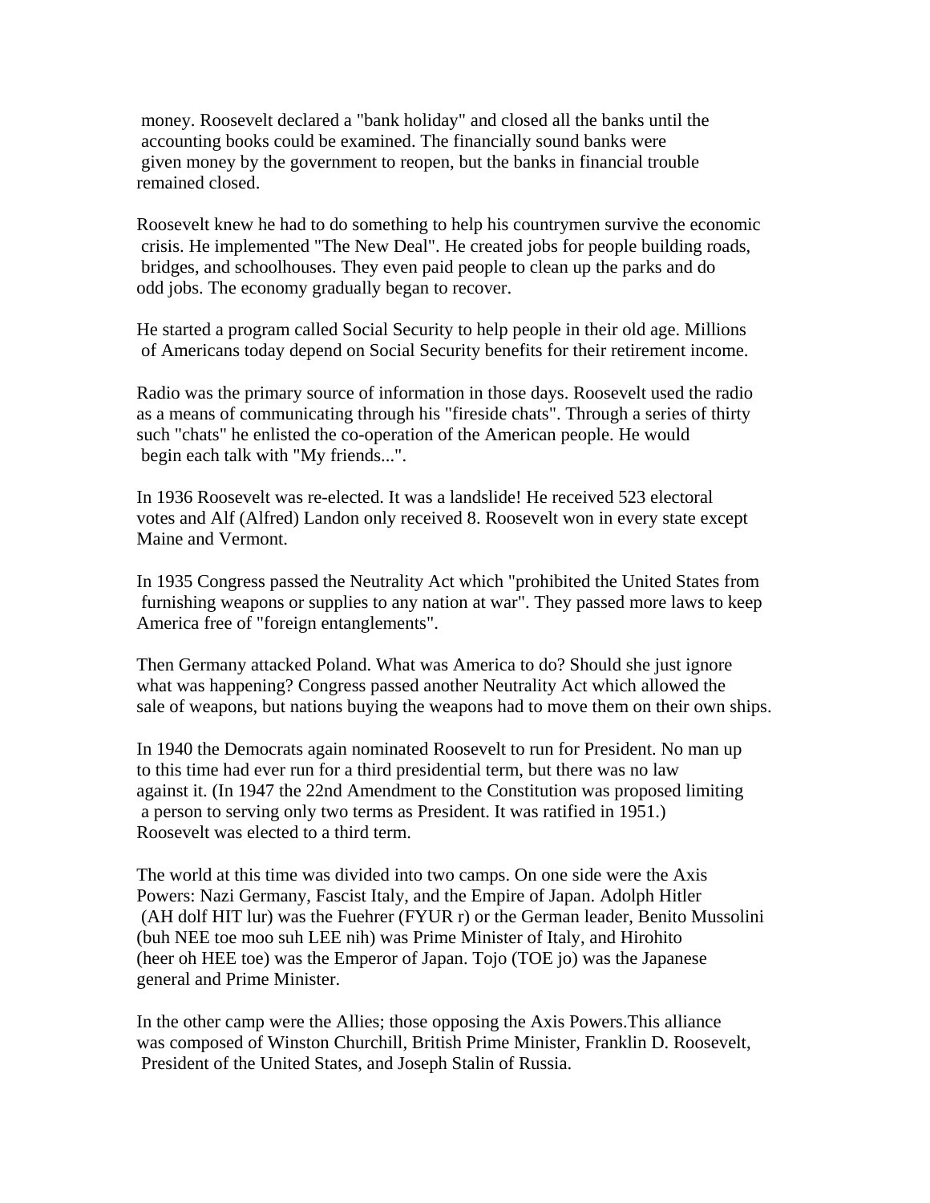money. Roosevelt declared a "bank holiday" and closed all the banks until the accounting books could be examined. The financially sound banks were given money by the government to reopen, but the banks in financial trouble remained closed.

Roosevelt knew he had to do something to help his countrymen survive the economic crisis. He implemented "The New Deal". He created jobs for people building roads, bridges, and schoolhouses. They even paid people to clean up the parks and do odd jobs. The economy gradually began to recover.

He started a program called Social Security to help people in their old age. Millions of Americans today depend on Social Security benefits for their retirement income.

Radio was the primary source of information in those days. Roosevelt used the radio as a means of communicating through his "fireside chats". Through a series of thirty such "chats" he enlisted the co-operation of the American people. He would begin each talk with "My friends...".

In 1936 Roosevelt was re-elected. It was a landslide! He received 523 electoral votes and Alf (Alfred) Landon only received 8. Roosevelt won in every state except Maine and Vermont.

In 1935 Congress passed the Neutrality Act which "prohibited the United States from furnishing weapons or supplies to any nation at war". They passed more laws to keep America free of "foreign entanglements".

Then Germany attacked Poland. What was America to do? Should she just ignore what was happening? Congress passed another Neutrality Act which allowed the sale of weapons, but nations buying the weapons had to move them on their own ships.

In 1940 the Democrats again nominated Roosevelt to run for President. No man up to this time had ever run for a third presidential term, but there was no law against it. (In 1947 the 22nd Amendment to the Constitution was proposed limiting a person to serving only two terms as President. It was ratified in 1951.) Roosevelt was elected to a third term.

The world at this time was divided into two camps. On one side were the Axis Powers: Nazi Germany, Fascist Italy, and the Empire of Japan. Adolph Hitler (AH dolf HIT lur) was the Fuehrer (FYUR r) or the German leader, Benito Mussolini (buh NEE toe moo suh LEE nih) was Prime Minister of Italy, and Hirohito (heer oh HEE toe) was the Emperor of Japan. Tojo (TOE jo) was the Japanese general and Prime Minister.

In the other camp were the Allies; those opposing the Axis Powers.This alliance was composed of Winston Churchill, British Prime Minister, Franklin D. Roosevelt, President of the United States, and Joseph Stalin of Russia.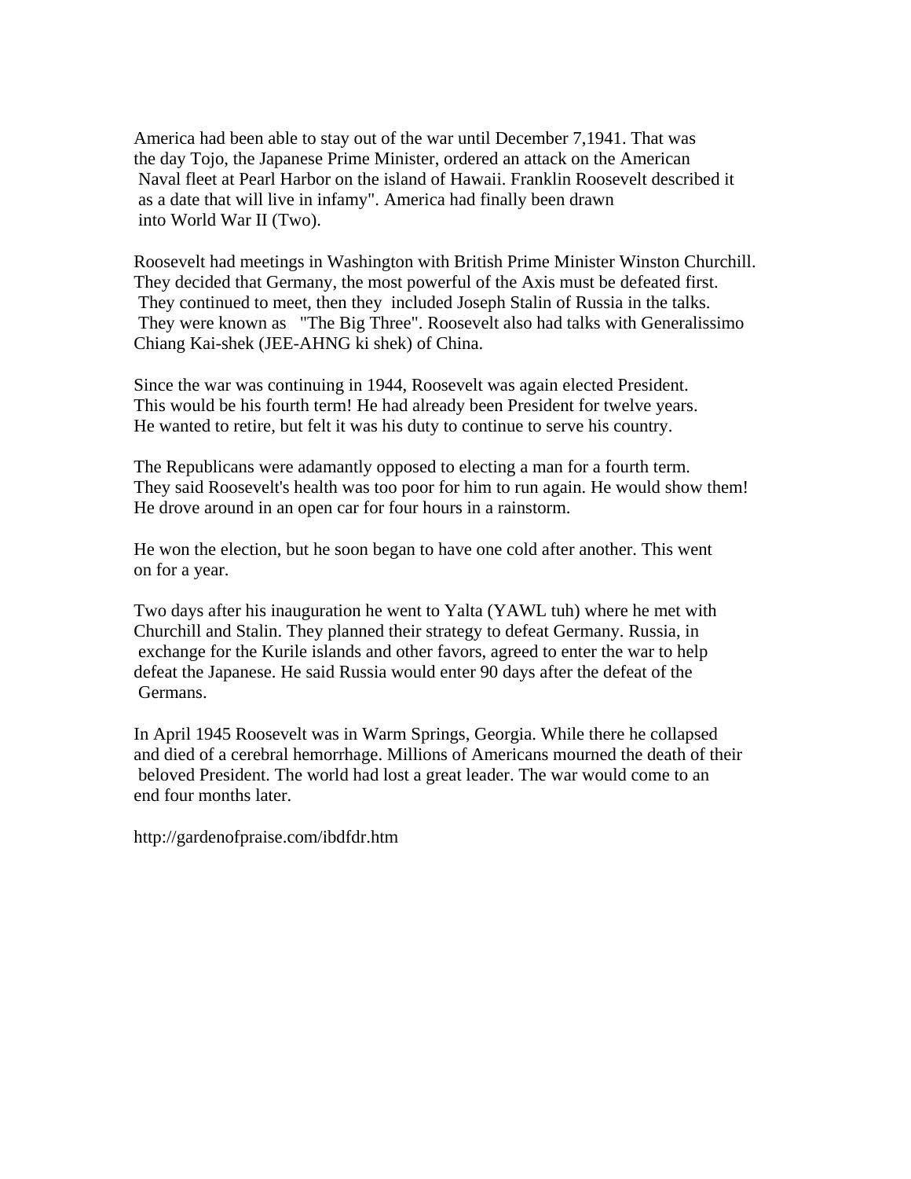America had been able to stay out of the war until December 7,1941. That was the day Tojo, the Japanese Prime Minister, ordered an attack on the American Naval fleet at Pearl Harbor on the island of Hawaii. Franklin Roosevelt described it as a date that will live in infamy". America had finally been drawn into World War II (Two).

Roosevelt had meetings in Washington with British Prime Minister Winston Churchill. They decided that Germany, the most powerful of the Axis must be defeated first. They continued to meet, then they included Joseph Stalin of Russia in the talks. They were known as "The Big Three". Roosevelt also had talks with Generalissimo Chiang Kai-shek (JEE-AHNG ki shek) of China.

Since the war was continuing in 1944, Roosevelt was again elected President. This would be his fourth term! He had already been President for twelve years. He wanted to retire, but felt it was his duty to continue to serve his country.

The Republicans were adamantly opposed to electing a man for a fourth term. They said Roosevelt's health was too poor for him to run again. He would show them! He drove around in an open car for four hours in a rainstorm.

He won the election, but he soon began to have one cold after another. This went on for a year.

Two days after his inauguration he went to Yalta (YAWL tuh) where he met with Churchill and Stalin. They planned their strategy to defeat Germany. Russia, in exchange for the Kurile islands and other favors, agreed to enter the war to help defeat the Japanese. He said Russia would enter 90 days after the defeat of the Germans.

In April 1945 Roosevelt was in Warm Springs, Georgia. While there he collapsed and died of a cerebral hemorrhage. Millions of Americans mourned the death of their beloved President. The world had lost a great leader. The war would come to an end four months later.

http://gardenofpraise.com/ibdfdr.htm